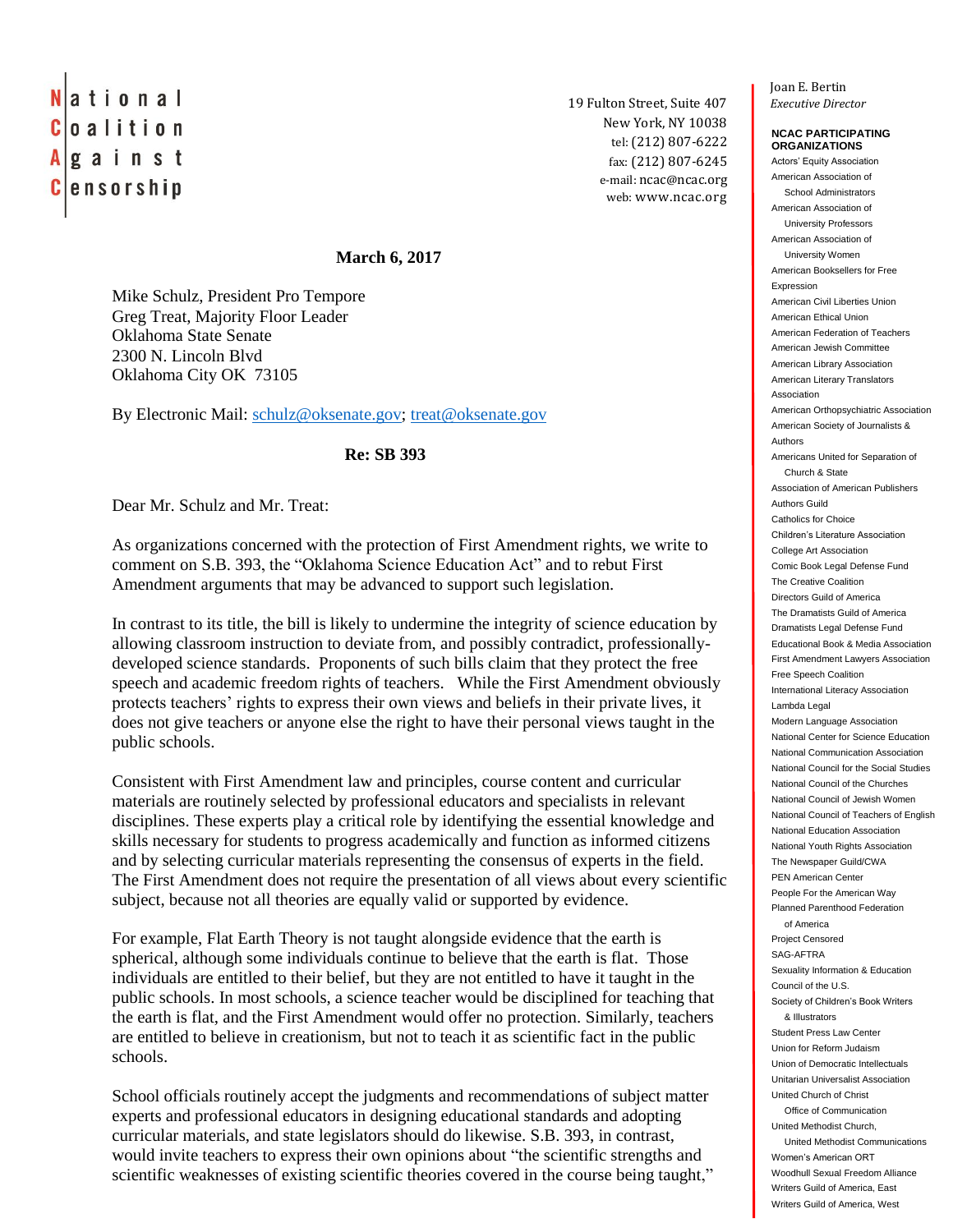# National Coalition Against Censorship

19 Fulton Street, Suite 407
New York, NY 10038
tel: (212) 807-6222
fax: (212) 807-6245
e-mail: ncac@ncac.org
web: www.ncac.org

Joan E. Bertin
*Executive Director*

**NCAC PARTICIPATING ORGANIZATIONS**

Actors' Equity Association
American Association of School Administrators
American Association of University Professors
American Association of University Women
American Booksellers for Free Expression
American Civil Liberties Union
American Ethical Union
American Federation of Teachers
American Jewish Committee
American Library Association
American Literary Translators Association
American Orthopsychiatric Association
American Society of Journalists & Authors
Americans United for Separation of Church & State
Association of American Publishers
Authors Guild
Catholics for Choice
Children's Literature Association
College Art Association
Comic Book Legal Defense Fund
The Creative Coalition
Directors Guild of America
The Dramatists Guild of America
Dramatists Legal Defense Fund
Educational Book & Media Association
First Amendment Lawyers Association
Free Speech Coalition
International Literacy Association
Lambda Legal
Modern Language Association
National Center for Science Education
National Communication Association
National Council for the Social Studies
National Council of the Churches
National Council of Jewish Women
National Council of Teachers of English
National Education Association
National Youth Rights Association
The Newspaper Guild/CWA
PEN American Center
People For the American Way
Planned Parenthood Federation of America
Project Censored
SAG-AFTRA
Sexuality Information & Education Council of the U.S.
Society of Children's Book Writers & Illustrators
Student Press Law Center
Union for Reform Judaism
Union of Democratic Intellectuals
Unitarian Universalist Association
United Church of Christ Office of Communication
United Methodist Church, United Methodist Communications
Women's American ORT
Woodhull Sexual Freedom Alliance
Writers Guild of America, East
Writers Guild of America, West

**March 6, 2017**

Mike Schulz, President Pro Tempore
Greg Treat, Majority Floor Leader
Oklahoma State Senate
2300 N. Lincoln Blvd
Oklahoma City OK 73105

By Electronic Mail: schulz@oksenate.gov; treat@oksenate.gov

**Re: SB 393**

Dear Mr. Schulz and Mr. Treat:

As organizations concerned with the protection of First Amendment rights, we write to comment on S.B. 393, the "Oklahoma Science Education Act" and to rebut First Amendment arguments that may be advanced to support such legislation.

In contrast to its title, the bill is likely to undermine the integrity of science education by allowing classroom instruction to deviate from, and possibly contradict, professionally-developed science standards. Proponents of such bills claim that they protect the free speech and academic freedom rights of teachers. While the First Amendment obviously protects teachers' rights to express their own views and beliefs in their private lives, it does not give teachers or anyone else the right to have their personal views taught in the public schools.

Consistent with First Amendment law and principles, course content and curricular materials are routinely selected by professional educators and specialists in relevant disciplines. These experts play a critical role by identifying the essential knowledge and skills necessary for students to progress academically and function as informed citizens and by selecting curricular materials representing the consensus of experts in the field. The First Amendment does not require the presentation of all views about every scientific subject, because not all theories are equally valid or supported by evidence.

For example, Flat Earth Theory is not taught alongside evidence that the earth is spherical, although some individuals continue to believe that the earth is flat. Those individuals are entitled to their belief, but they are not entitled to have it taught in the public schools. In most schools, a science teacher would be disciplined for teaching that the earth is flat, and the First Amendment would offer no protection. Similarly, teachers are entitled to believe in creationism, but not to teach it as scientific fact in the public schools.

School officials routinely accept the judgments and recommendations of subject matter experts and professional educators in designing educational standards and adopting curricular materials, and state legislators should do likewise. S.B. 393, in contrast, would invite teachers to express their own opinions about "the scientific strengths and scientific weaknesses of existing scientific theories covered in the course being taught,"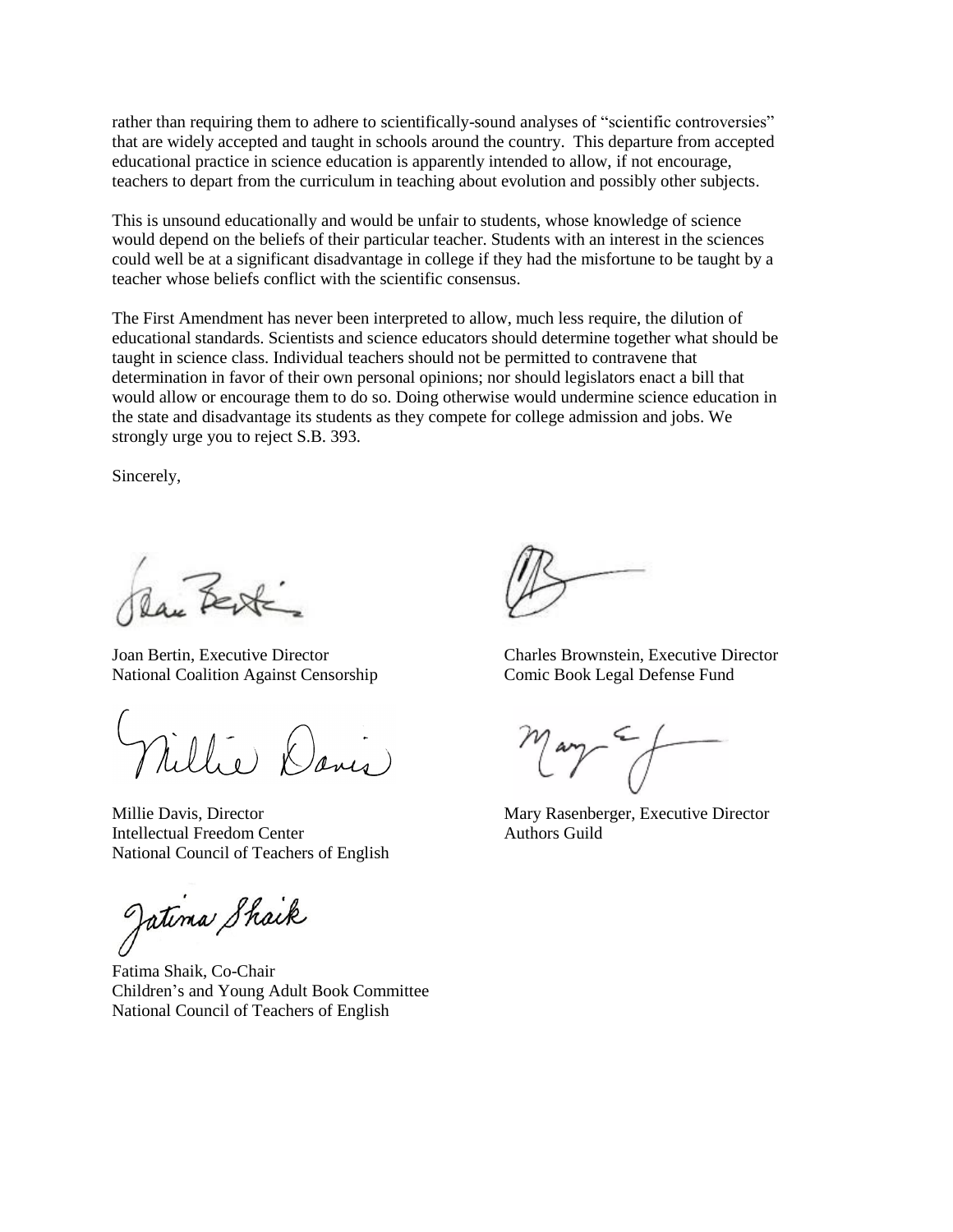rather than requiring them to adhere to scientifically-sound analyses of "scientific controversies" that are widely accepted and taught in schools around the country. This departure from accepted educational practice in science education is apparently intended to allow, if not encourage, teachers to depart from the curriculum in teaching about evolution and possibly other subjects.

This is unsound educationally and would be unfair to students, whose knowledge of science would depend on the beliefs of their particular teacher. Students with an interest in the sciences could well be at a significant disadvantage in college if they had the misfortune to be taught by a teacher whose beliefs conflict with the scientific consensus.

The First Amendment has never been interpreted to allow, much less require, the dilution of educational standards. Scientists and science educators should determine together what should be taught in science class. Individual teachers should not be permitted to contravene that determination in favor of their own personal opinions; nor should legislators enact a bill that would allow or encourage them to do so. Doing otherwise would undermine science education in the state and disadvantage its students as they compete for college admission and jobs. We strongly urge you to reject S.B. 393.

Sincerely,

Joan Bertin, Executive Director
National Coalition Against Censorship

Charles Brownstein, Executive Director
Comic Book Legal Defense Fund

Millie Davis, Director
Intellectual Freedom Center
National Council of Teachers of English

Mary Rasenberger, Executive Director
Authors Guild

Fatima Shaik, Co-Chair
Children's and Young Adult Book Committee
National Council of Teachers of English